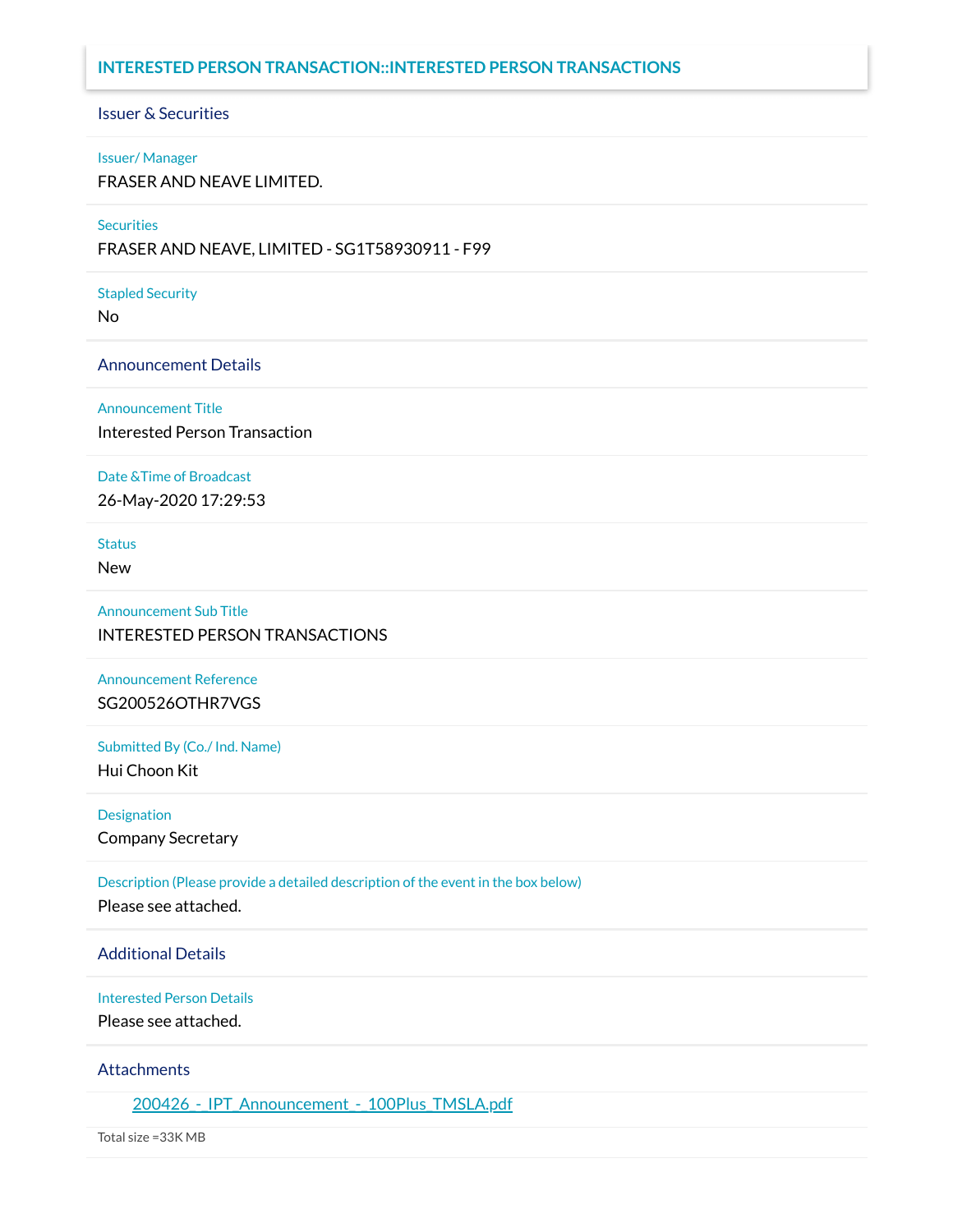# INTERESTED PERSON TRANSACTION::INTERESTED PERSON TRANSACTIONS

## Issuer & Securities

**Issuer/ Manager**

FRASER AND NEAVE LIMITED.

**Securities**

FRASER AND NEAVE, LIMITED - SG1T58930911 - F99

**Stapled Security**

No

## Announcement Details

**Announcement Title**

Interested Person Transaction

**Date &Time of Broadcast**

26-May-2020 17:29:53

**Status**

New

**Announcement Sub Title**

INTERESTED PERSON TRANSACTIONS

**Announcement Reference**

SG200526OTHR7VGS

**Submitted By (Co./ Ind. Name)**

Hui Choon Kit

**Designation**

Company Secretary

**Description (Please provide a detailed description of the event in the box below)**

Please see attached.

## Additional Details

**Interested Person Details**

Please see attached.

## Attachments

200426 - IPT_Announcement - 100Plus_TMSLA.pdf

Total size =33K MB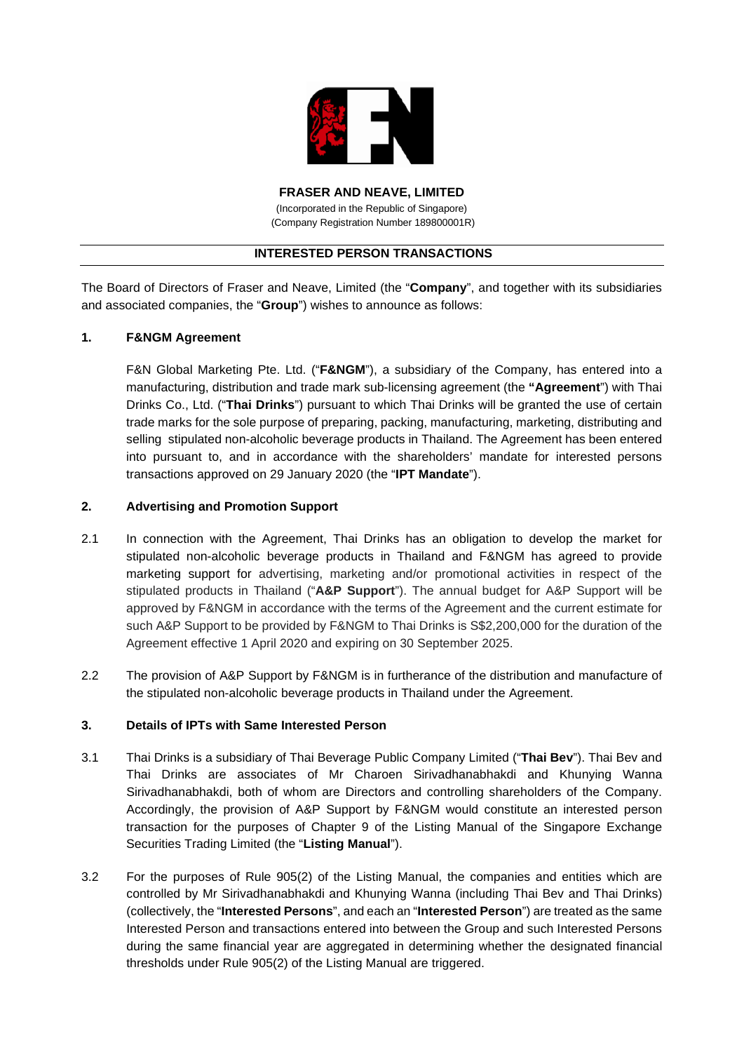**FRASER AND NEAVE, LIMITED**

(Incorporated in the Republic of Singapore)
(Company Registration Number 189800001R)

**INTERESTED PERSON TRANSACTIONS**

The Board of Directors of Fraser and Neave, Limited (the "**Company**", and together with its subsidiaries and associated companies, the "**Group**") wishes to announce as follows:

**1. F&NGM Agreement**

F&N Global Marketing Pte. Ltd. ("**F&NGM**"), a subsidiary of the Company, has entered into a manufacturing, distribution and trade mark sub-licensing agreement (the **"Agreement**") with Thai Drinks Co., Ltd. ("**Thai Drinks**") pursuant to which Thai Drinks will be granted the use of certain trade marks for the sole purpose of preparing, packing, manufacturing, marketing, distributing and selling stipulated non-alcoholic beverage products in Thailand. The Agreement has been entered into pursuant to, and in accordance with the shareholders' mandate for interested persons transactions approved on 29 January 2020 (the "**IPT Mandate**").

**2. Advertising and Promotion Support**

2.1 In connection with the Agreement, Thai Drinks has an obligation to develop the market for stipulated non-alcoholic beverage products in Thailand and F&NGM has agreed to provide marketing support for advertising, marketing and/or promotional activities in respect of the stipulated products in Thailand ("**A&P Support**"). The annual budget for A&P Support will be approved by F&NGM in accordance with the terms of the Agreement and the current estimate for such A&P Support to be provided by F&NGM to Thai Drinks is S$2,200,000 for the duration of the Agreement effective 1 April 2020 and expiring on 30 September 2025.

2.2 The provision of A&P Support by F&NGM is in furtherance of the distribution and manufacture of the stipulated non-alcoholic beverage products in Thailand under the Agreement.

**3. Details of IPTs with Same Interested Person**

3.1 Thai Drinks is a subsidiary of Thai Beverage Public Company Limited ("**Thai Bev**"). Thai Bev and Thai Drinks are associates of Mr Charoen Sirivadhanabhakdi and Khunying Wanna Sirivadhanabhakdi, both of whom are Directors and controlling shareholders of the Company. Accordingly, the provision of A&P Support by F&NGM would constitute an interested person transaction for the purposes of Chapter 9 of the Listing Manual of the Singapore Exchange Securities Trading Limited (the "**Listing Manual**").

3.2 For the purposes of Rule 905(2) of the Listing Manual, the companies and entities which are controlled by Mr Sirivadhanabhakdi and Khunying Wanna (including Thai Bev and Thai Drinks) (collectively, the "**Interested Persons**", and each an "**Interested Person**") are treated as the same Interested Person and transactions entered into between the Group and such Interested Persons during the same financial year are aggregated in determining whether the designated financial thresholds under Rule 905(2) of the Listing Manual are triggered.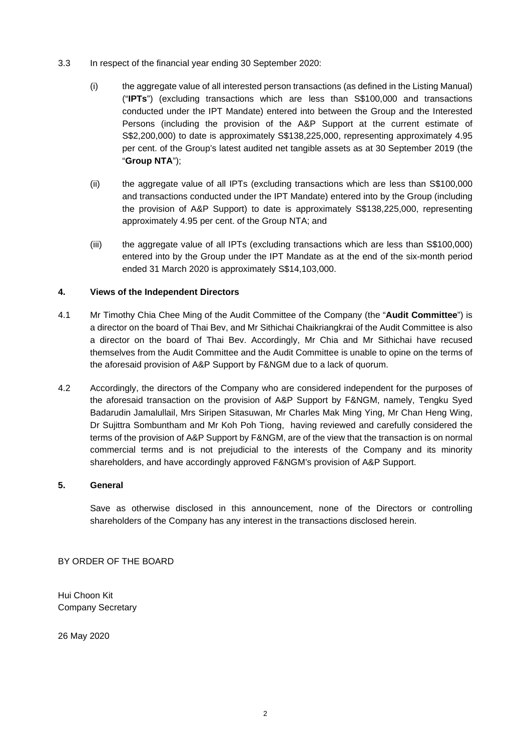3.3 In respect of the financial year ending 30 September 2020:

(i) the aggregate value of all interested person transactions (as defined in the Listing Manual) ("**IPTs**") (excluding transactions which are less than S$100,000 and transactions conducted under the IPT Mandate) entered into between the Group and the Interested Persons (including the provision of the A&P Support at the current estimate of S$2,200,000) to date is approximately S$138,225,000, representing approximately 4.95 per cent. of the Group's latest audited net tangible assets as at 30 September 2019 (the "**Group NTA**");

(ii) the aggregate value of all IPTs (excluding transactions which are less than S$100,000 and transactions conducted under the IPT Mandate) entered into by the Group (including the provision of A&P Support) to date is approximately S$138,225,000, representing approximately 4.95 per cent. of the Group NTA; and

(iii) the aggregate value of all IPTs (excluding transactions which are less than S$100,000) entered into by the Group under the IPT Mandate as at the end of the six-month period ended 31 March 2020 is approximately S$14,103,000.

**4. Views of the Independent Directors**

4.1 Mr Timothy Chia Chee Ming of the Audit Committee of the Company (the "**Audit Committee**") is a director on the board of Thai Bev, and Mr Sithichai Chaikriangkrai of the Audit Committee is also a director on the board of Thai Bev. Accordingly, Mr Chia and Mr Sithichai have recused themselves from the Audit Committee and the Audit Committee is unable to opine on the terms of the aforesaid provision of A&P Support by F&NGM due to a lack of quorum.

4.2 Accordingly, the directors of the Company who are considered independent for the purposes of the aforesaid transaction on the provision of A&P Support by F&NGM, namely, Tengku Syed Badarudin Jamalullail, Mrs Siripen Sitasuwan, Mr Charles Mak Ming Ying, Mr Chan Heng Wing, Dr Sujittra Sombuntham and Mr Koh Poh Tiong, having reviewed and carefully considered the terms of the provision of A&P Support by F&NGM, are of the view that the transaction is on normal commercial terms and is not prejudicial to the interests of the Company and its minority shareholders, and have accordingly approved F&NGM's provision of A&P Support.

**5. General**

Save as otherwise disclosed in this announcement, none of the Directors or controlling shareholders of the Company has any interest in the transactions disclosed herein.

BY ORDER OF THE BOARD

Hui Choon Kit
Company Secretary

26 May 2020